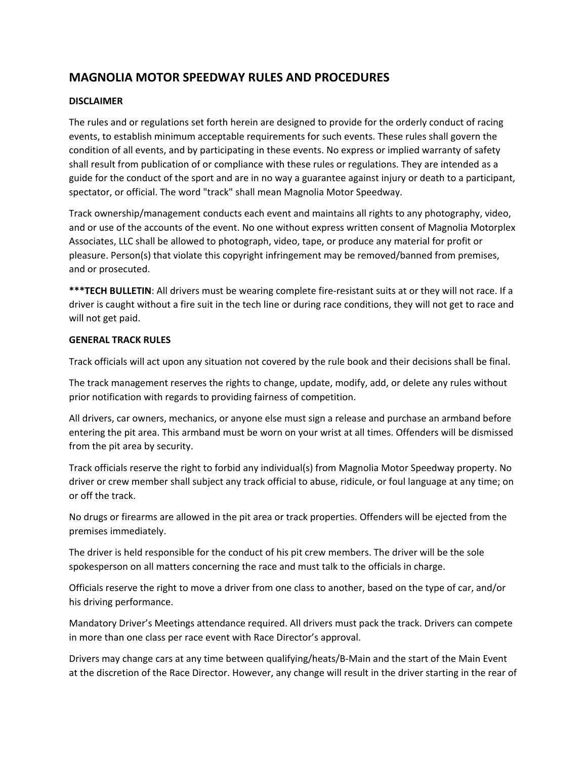# MAGNOLIA MOTOR SPEEDWAY RULES AND PROCEDURES

**DISCLAIMER**

The rules and or regulations set forth herein are designed to provide for the orderly conduct of racing events, to establish minimum acceptable requirements for such events. These rules shall govern the condition of all events, and by participating in these events. No express or implied warranty of safety shall result from publication of or compliance with these rules or regulations. They are intended as a guide for the conduct of the sport and are in no way a guarantee against injury or death to a participant, spectator, or official. The word "track" shall mean Magnolia Motor Speedway.

Track ownership/management conducts each event and maintains all rights to any photography, video, and or use of the accounts of the event. No one without express written consent of Magnolia Motorplex Associates, LLC shall be allowed to photograph, video, tape, or produce any material for profit or pleasure. Person(s) that violate this copyright infringement may be removed/banned from premises, and or prosecuted.

*****TECH BULLETIN**: All drivers must be wearing complete fire-resistant suits at or they will not race. If a driver is caught without a fire suit in the tech line or during race conditions, they will not get to race and will not get paid.

**GENERAL TRACK RULES**

Track officials will act upon any situation not covered by the rule book and their decisions shall be final.

The track management reserves the rights to change, update, modify, add, or delete any rules without prior notification with regards to providing fairness of competition.

All drivers, car owners, mechanics, or anyone else must sign a release and purchase an armband before entering the pit area. This armband must be worn on your wrist at all times. Offenders will be dismissed from the pit area by security.

Track officials reserve the right to forbid any individual(s) from Magnolia Motor Speedway property. No driver or crew member shall subject any track official to abuse, ridicule, or foul language at any time; on or off the track.

No drugs or firearms are allowed in the pit area or track properties. Offenders will be ejected from the premises immediately.

The driver is held responsible for the conduct of his pit crew members. The driver will be the sole spokesperson on all matters concerning the race and must talk to the officials in charge.

Officials reserve the right to move a driver from one class to another, based on the type of car, and/or his driving performance.

Mandatory Driver's Meetings attendance required. All drivers must pack the track. Drivers can compete in more than one class per race event with Race Director's approval.

Drivers may change cars at any time between qualifying/heats/B-Main and the start of the Main Event at the discretion of the Race Director. However, any change will result in the driver starting in the rear of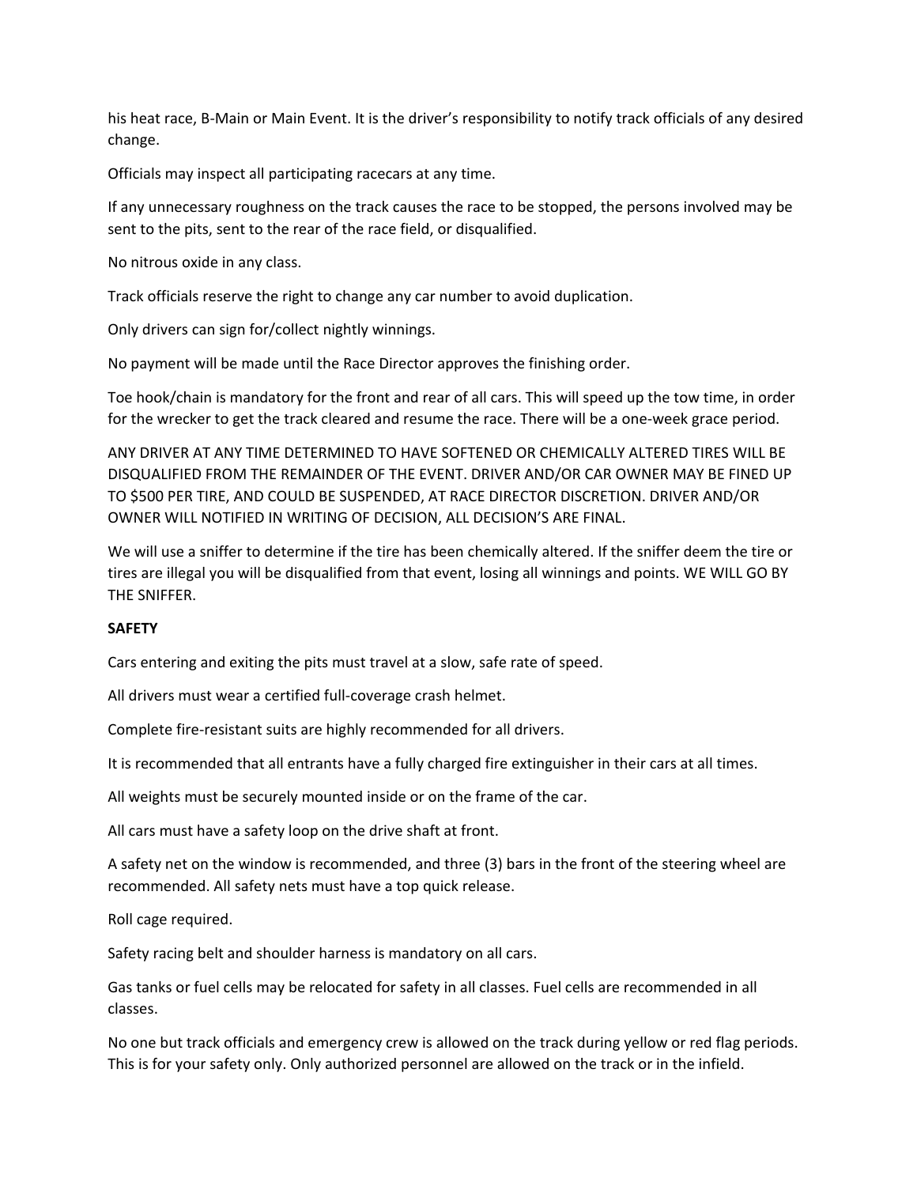his heat race, B-Main or Main Event. It is the driver's responsibility to notify track officials of any desired change.

Officials may inspect all participating racecars at any time.

If any unnecessary roughness on the track causes the race to be stopped, the persons involved may be sent to the pits, sent to the rear of the race field, or disqualified.

No nitrous oxide in any class.

Track officials reserve the right to change any car number to avoid duplication.

Only drivers can sign for/collect nightly winnings.

No payment will be made until the Race Director approves the finishing order.

Toe hook/chain is mandatory for the front and rear of all cars. This will speed up the tow time, in order for the wrecker to get the track cleared and resume the race. There will be a one-week grace period.

ANY DRIVER AT ANY TIME DETERMINED TO HAVE SOFTENED OR CHEMICALLY ALTERED TIRES WILL BE DISQUALIFIED FROM THE REMAINDER OF THE EVENT. DRIVER AND/OR CAR OWNER MAY BE FINED UP TO $500 PER TIRE, AND COULD BE SUSPENDED, AT RACE DIRECTOR DISCRETION. DRIVER AND/OR OWNER WILL NOTIFIED IN WRITING OF DECISION, ALL DECISION'S ARE FINAL.

We will use a sniffer to determine if the tire has been chemically altered. If the sniffer deem the tire or tires are illegal you will be disqualified from that event, losing all winnings and points. WE WILL GO BY THE SNIFFER.

**SAFETY**

Cars entering and exiting the pits must travel at a slow, safe rate of speed.

All drivers must wear a certified full-coverage crash helmet.

Complete fire-resistant suits are highly recommended for all drivers.

It is recommended that all entrants have a fully charged fire extinguisher in their cars at all times.

All weights must be securely mounted inside or on the frame of the car.

All cars must have a safety loop on the drive shaft at front.

A safety net on the window is recommended, and three (3) bars in the front of the steering wheel are recommended. All safety nets must have a top quick release.

Roll cage required.

Safety racing belt and shoulder harness is mandatory on all cars.

Gas tanks or fuel cells may be relocated for safety in all classes. Fuel cells are recommended in all classes.

No one but track officials and emergency crew is allowed on the track during yellow or red flag periods. This is for your safety only. Only authorized personnel are allowed on the track or in the infield.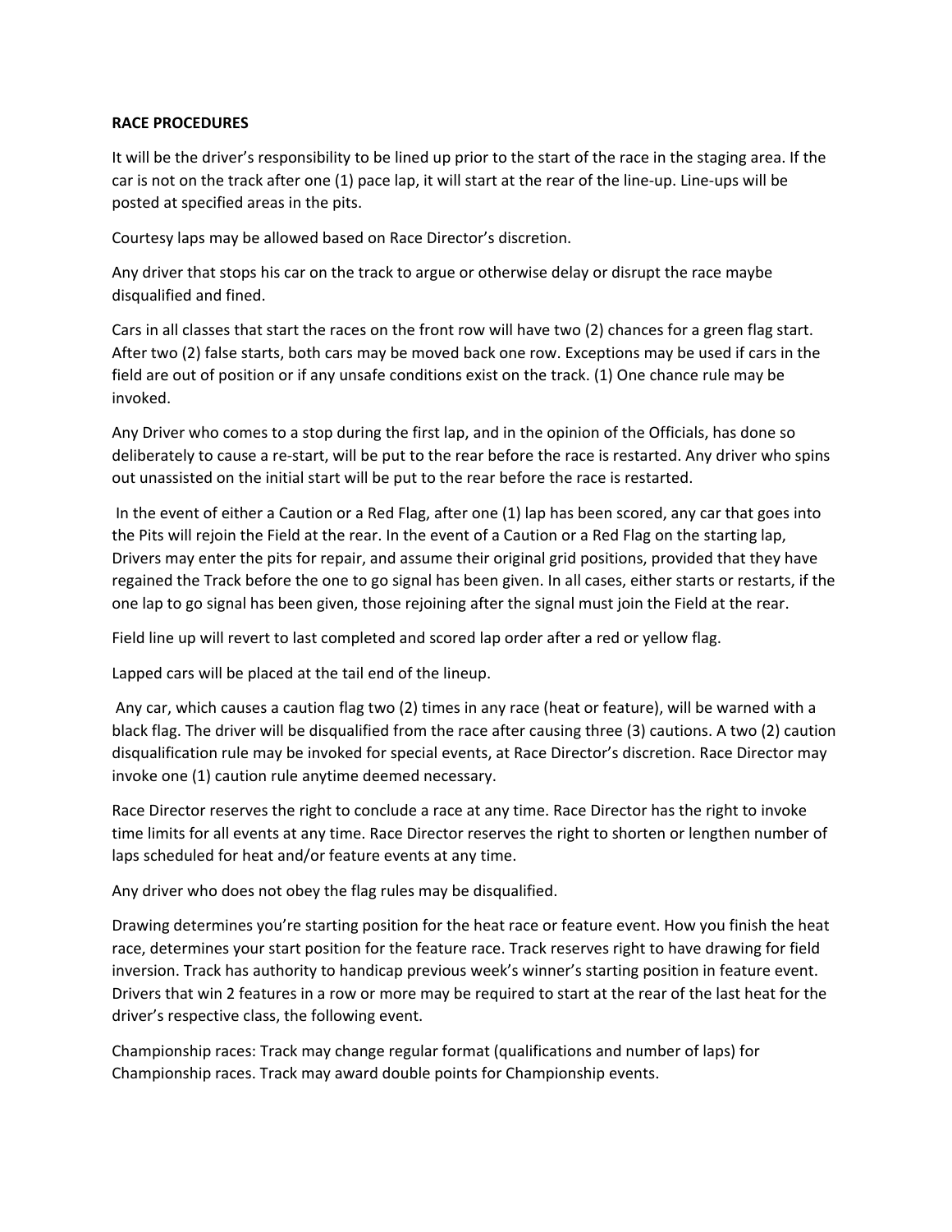**RACE PROCEDURES**

It will be the driver's responsibility to be lined up prior to the start of the race in the staging area. If the car is not on the track after one (1) pace lap, it will start at the rear of the line-up. Line-ups will be posted at specified areas in the pits.

Courtesy laps may be allowed based on Race Director's discretion.

Any driver that stops his car on the track to argue or otherwise delay or disrupt the race maybe disqualified and fined.

Cars in all classes that start the races on the front row will have two (2) chances for a green flag start. After two (2) false starts, both cars may be moved back one row. Exceptions may be used if cars in the field are out of position or if any unsafe conditions exist on the track. (1) One chance rule may be invoked.

Any Driver who comes to a stop during the first lap, and in the opinion of the Officials, has done so deliberately to cause a re-start, will be put to the rear before the race is restarted. Any driver who spins out unassisted on the initial start will be put to the rear before the race is restarted.

In the event of either a Caution or a Red Flag, after one (1) lap has been scored, any car that goes into the Pits will rejoin the Field at the rear. In the event of a Caution or a Red Flag on the starting lap, Drivers may enter the pits for repair, and assume their original grid positions, provided that they have regained the Track before the one to go signal has been given. In all cases, either starts or restarts, if the one lap to go signal has been given, those rejoining after the signal must join the Field at the rear.

Field line up will revert to last completed and scored lap order after a red or yellow flag.

Lapped cars will be placed at the tail end of the lineup.

Any car, which causes a caution flag two (2) times in any race (heat or feature), will be warned with a black flag. The driver will be disqualified from the race after causing three (3) cautions. A two (2) caution disqualification rule may be invoked for special events, at Race Director's discretion. Race Director may invoke one (1) caution rule anytime deemed necessary.

Race Director reserves the right to conclude a race at any time. Race Director has the right to invoke time limits for all events at any time. Race Director reserves the right to shorten or lengthen number of laps scheduled for heat and/or feature events at any time.

Any driver who does not obey the flag rules may be disqualified.

Drawing determines you're starting position for the heat race or feature event. How you finish the heat race, determines your start position for the feature race. Track reserves right to have drawing for field inversion. Track has authority to handicap previous week's winner's starting position in feature event. Drivers that win 2 features in a row or more may be required to start at the rear of the last heat for the driver's respective class, the following event.

Championship races: Track may change regular format (qualifications and number of laps) for Championship races. Track may award double points for Championship events.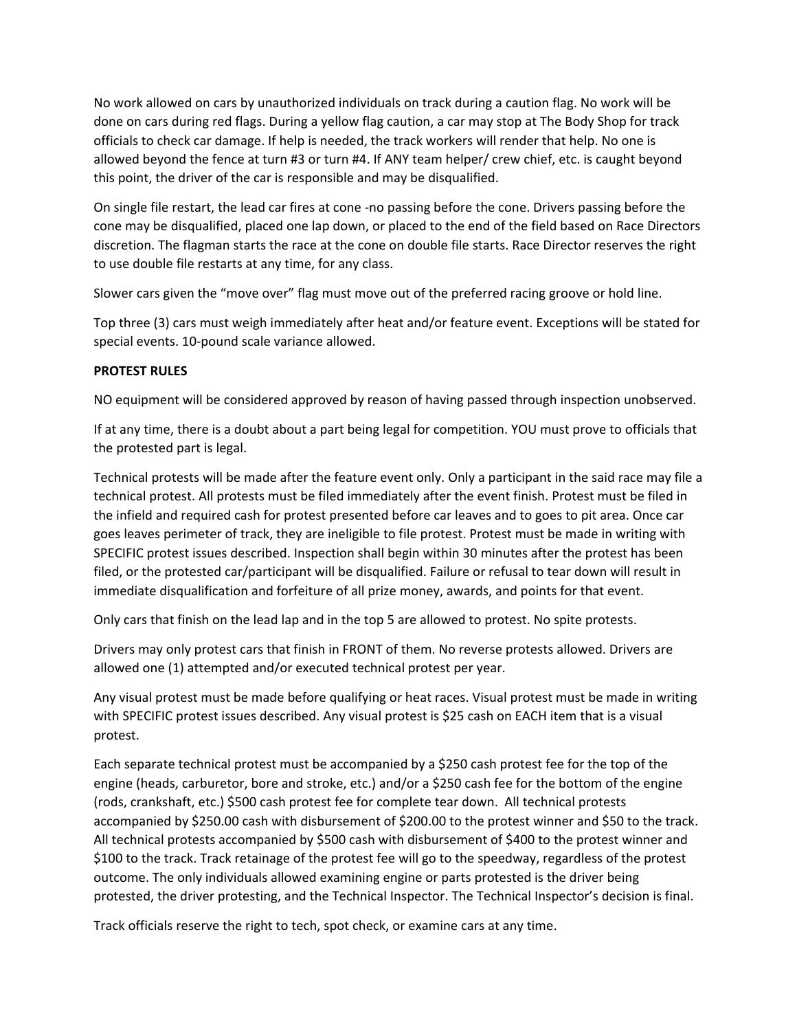No work allowed on cars by unauthorized individuals on track during a caution flag. No work will be done on cars during red flags. During a yellow flag caution, a car may stop at The Body Shop for track officials to check car damage. If help is needed, the track workers will render that help. No one is allowed beyond the fence at turn #3 or turn #4. If ANY team helper/ crew chief, etc. is caught beyond this point, the driver of the car is responsible and may be disqualified.

On single file restart, the lead car fires at cone -no passing before the cone. Drivers passing before the cone may be disqualified, placed one lap down, or placed to the end of the field based on Race Directors discretion. The flagman starts the race at the cone on double file starts. Race Director reserves the right to use double file restarts at any time, for any class.

Slower cars given the "move over" flag must move out of the preferred racing groove or hold line.

Top three (3) cars must weigh immediately after heat and/or feature event. Exceptions will be stated for special events. 10-pound scale variance allowed.

**PROTEST RULES**

NO equipment will be considered approved by reason of having passed through inspection unobserved.

If at any time, there is a doubt about a part being legal for competition. YOU must prove to officials that the protested part is legal.

Technical protests will be made after the feature event only. Only a participant in the said race may file a technical protest. All protests must be filed immediately after the event finish. Protest must be filed in the infield and required cash for protest presented before car leaves and to goes to pit area. Once car goes leaves perimeter of track, they are ineligible to file protest. Protest must be made in writing with SPECIFIC protest issues described. Inspection shall begin within 30 minutes after the protest has been filed, or the protested car/participant will be disqualified. Failure or refusal to tear down will result in immediate disqualification and forfeiture of all prize money, awards, and points for that event.

Only cars that finish on the lead lap and in the top 5 are allowed to protest. No spite protests.

Drivers may only protest cars that finish in FRONT of them. No reverse protests allowed. Drivers are allowed one (1) attempted and/or executed technical protest per year.

Any visual protest must be made before qualifying or heat races. Visual protest must be made in writing with SPECIFIC protest issues described. Any visual protest is $25 cash on EACH item that is a visual protest.

Each separate technical protest must be accompanied by a $250 cash protest fee for the top of the engine (heads, carburetor, bore and stroke, etc.) and/or a $250 cash fee for the bottom of the engine (rods, crankshaft, etc.) $500 cash protest fee for complete tear down. All technical protests accompanied by $250.00 cash with disbursement of $200.00 to the protest winner and $50 to the track. All technical protests accompanied by $500 cash with disbursement of $400 to the protest winner and $100 to the track. Track retainage of the protest fee will go to the speedway, regardless of the protest outcome. The only individuals allowed examining engine or parts protested is the driver being protested, the driver protesting, and the Technical Inspector. The Technical Inspector's decision is final.

Track officials reserve the right to tech, spot check, or examine cars at any time.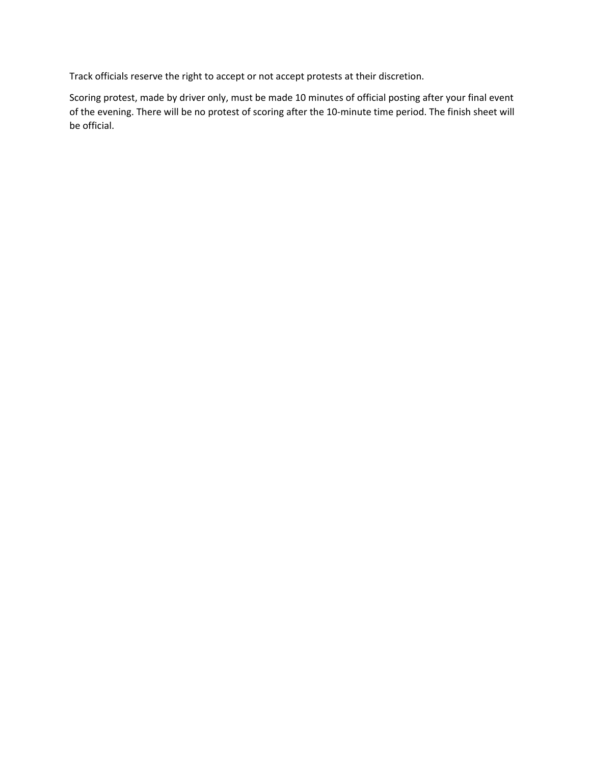Track officials reserve the right to accept or not accept protests at their discretion.

Scoring protest, made by driver only, must be made 10 minutes of official posting after your final event of the evening. There will be no protest of scoring after the 10-minute time period. The finish sheet will be official.